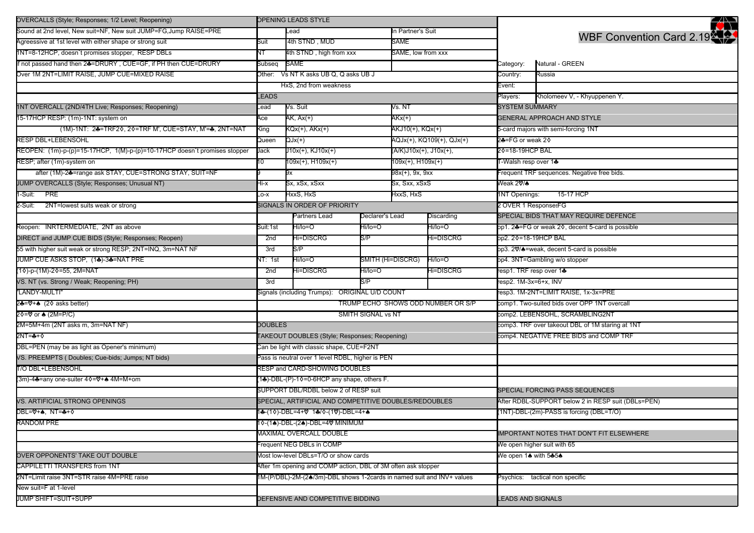# WBF Convention Card 2.19

| | |
|---|---|
| Category: | Natural - GREEN |
| Country: | Russia |
| Event: | |
| Players: | Kholomeev V, - Khyuppenen Y. |

## SYSTEM SUMMARY

### GENERAL APPROACH AND STYLE

5-card majors with semi-forcing 1NT

2♣=FG or weak 2♢

2♢=18-19HCP BAL

T-Walsh resp over 1♣

Frequent TRF sequences. Negative free bids.

Weak 2♡/♠

1NT Openings: 15-17 HCP

2 OVER 1 Responses:FG

### SPECIAL BIDS THAT MAY REQUIRE DEFENCE

op1. 2♣=FG or weak 2♢, decent 5-card is possible

op2. 2♢=18-19HCP BAL

op3. 2♡/♠=weak, decent 5-card is possible

op4. 3NT=Gambling w/o stopper

resp1. TRF resp over 1♣

resp2. 1M-3x=6+x, INV

resp3. 1M-2NT=LIMIT RAISE, 1x-3x=PRE

comp1. Two-suited bids over OPP 1NT overcall

comp2. LEBENSOHL, SCRAMBLING2NT

comp3. TRF over takeout DBL of 1M staring at 1NT

comp4. NEGATIVE FREE BIDS and COMP TRF

### SPECIAL FORCING PASS SEQUENCES

After RDBL-SUPPORT below 2 in RESP suit (DBLs=PEN)

(1NT)-DBL-(2m)-PASS is forcing (DBL=T/O)

### IMPORTANT NOTES THAT DON'T FIT ELSEWHERE

We open higher suit with 65

We open 1♠ with 5♣5♠

Psychics: tactical non specific

## LEADS AND SIGNALS

### OPENING LEADS STYLE

| | Lead | In Partner's Suit |
|---|---|---|
| Suit | 4th STND , MUD | SAME |
| NT | 4th STND , high from xxx | SAME, low from xxx |
| Subseq | SAME | |
| Other: | Vs NT K asks UB Q, Q asks UB J | |
| | HxS, 2nd from weakness | |

### LEADS

| Lead | Vs. Suit | Vs. NT |
|---|---|---|
| Ace | AK, Ax(+) | AKx(+) |
| King | KQx(+), AKx(+) | AKJ10(+), KQx(+) |
| Queen | QJx(+) | AQJx(+), KQ109(+), QJx(+) |
| Jack | J10x(+), KJ10x(+) | (A/K)J10x(+), J10x(+), |
| 10 | 109x(+), H109x(+) | 109x(+), H109x(+) |
| 9 | 9x | 98x(+), 9x, 9xx |
| Hi-x | Sx, xSx, xSxx | Sx, Sxx, xSxS |
| Lo-x | HxxS, HxS | HxxS, HxS |

### SIGNALS IN ORDER OF PRIORITY

| | | Partners Lead | Declarer's Lead | Discarding |
|---|---|---|---|---|
| Suit: | 1st | Hi/lo=O | Hi/lo=O | Hi/lo=O |
| | 2nd | Hi=DISCRG | S/P | Hi=DISCRG |
| | 3rd | S/P | | |
| NT: | 1st | Hi/lo=O | SMITH (Hi=DISCRG) | Hi/lo=O |
| | 2nd | Hi=DISCRG | Hi/lo=O | Hi=DISCRG |
| | 3rd | | S/P | |

Signals (including Trumps): ORIGINAL U/D COUNT

TRUMP ECHO SHOWS ODD NUMBER OR S/P

SMITH SIGNAL vs NT

## DOUBLES

### TAKEOUT DOUBLES (Style; Responses; Reopening)

Can be light with classic shape, CUE=F2NT

Pass is neutral over 1 level RDBL, higher is PEN

### RESP and CARD-SHOWING DOUBLES

(1♣)-DBL-(P)-1♢=0-6HCP any shape, others F.

SUPPORT DBL/RDBL below 2 of RESP suit

### SPECIAL, ARTIFICIAL AND COMPETITIVE DOUBLES/REDOUBLES

1♣-(1♢)-DBL=4+♡ 1♣/♢-(1♡)-DBL=4+♠

1♢-(1♠)-(2♠)-DBL=4♡ MINIMUM

MAXIMAL OVERCALL DOUBLE

Frequent NEG DBLs in COMP

Most low-level DBLs=T/O or show cards

After 1m opening and COMP action, DBL of 3M often ask stopper

1M-(P/DBL)-2M-(2♠/3m)-DBL shows 1-2cards in named suit and INV+ values

## DEFENSIVE AND COMPETITIVE BIDDING

### OVERCALLS (Style; Responses; 1/2 Level; Reopening)

Sound at 2nd level, New suit=NF, New suit JUMP=FG,Jump RAISE=PRE

Agreessive at 1st level with either shape or strong suit

1NT=8-12HCP, doesn`t promises stopper, RESP DBLs

If not passed hand then 2♣=DRURY , CUE=GF, if PH then CUE=DRURY

Over 1M 2NT=LIMIT RAISE, JUMP CUE=MIXED RAISE

### 1NT OVERCALL (2ND/4TH Live; Responses; Reopening)

15-17HCP RESP: (1m)-1NT: system on

(1M)-1NT: 2♣=TRF2♢, 2♢=TRF M', CUE=STAY, M'=♣, 2NT=NAT

RESP DBL+LEBENSOHL

REOPEN: (1m)-p-(p)=15-17HCP, 1(M)-p-(p)=10-17HCP doesn`t promises stopper

RESP; after (1m)-system on

after (1M)-2♣=range ask STAY, CUE=STRONG STAY, SUIT=NF

### JUMP OVERCALLS (Style; Responses; Unusual NT)

1-Suit: PRE

2-Suit: 2NT=lowest suits weak or strong

Reopen: INRTERMEDIATE, 2NT as above

### DIRECT and JUMP CUE BIDS (Style; Responses; Reopen)

55 with higher suit weak or strong RESP; 2NT=INQ, 3m=NAT NF

JUMP CUE ASKS STOP, (1♣)-3♣=NAT PRE

(1♢)-p-(1M)-2♢=55, 2M=NAT

### VS. NT (vs. Strong / Weak; Reopening; PH)

"LANDY-MULTI"

2♣=♡+♠ (2♢ asks better)

2♢=♡ or ♠ (2M=P/C)

2M=5M+4m (2NT asks m, 3m=NAT NF)

2NT=♣+♢

DBL=PEN (may be as light as Opener's minimum)

### VS. PREEMPTS ( Doubles; Cue-bids; Jumps; NT bids)

T/O DBL+LEBENSOHL

(3m)-4♣=any one-suiter 4♢=♡+♠ 4M=M+om

### VS. ARTIFICIAL STRONG OPENINGS

DBL=♡+♠, NT=♣+♢

RANDOM PRE

### OVER OPPONENTS' TAKE OUT DOUBLE

CAPPILETTI TRANSFERS from 1NT

2NT=Limit raise 3NT=STR raise 4M=PRE raise

New suit=F at 1-level

JUMP SHIFT=SUIT+SUPP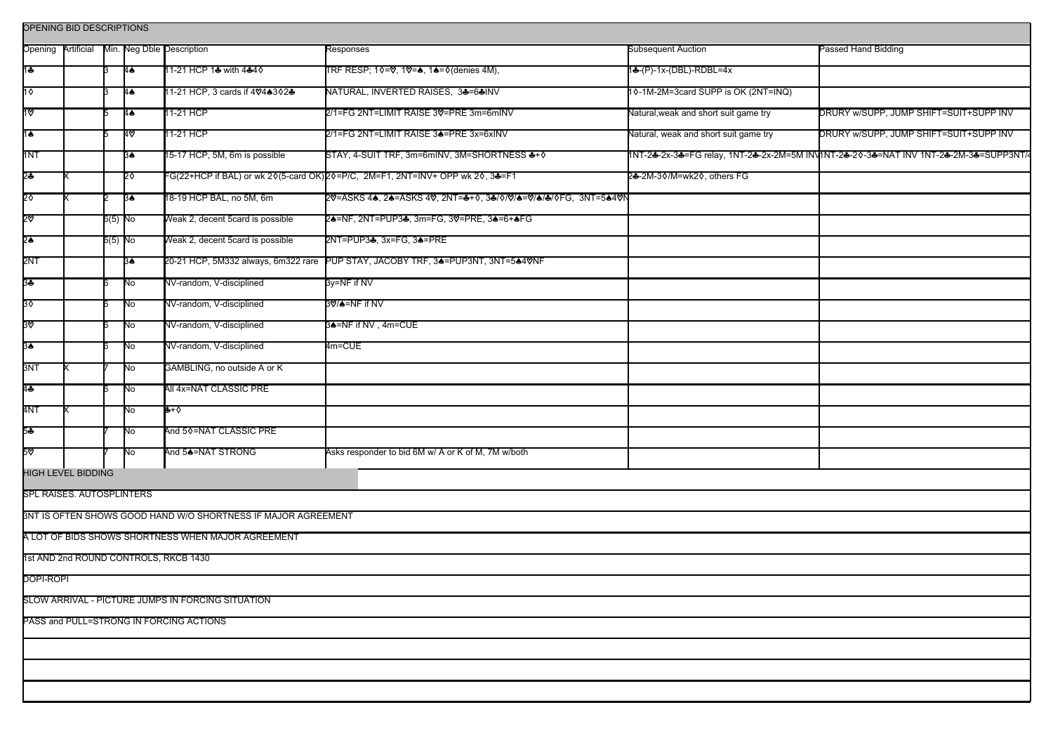## OPENING BID DESCRIPTIONS

| Opening | Artificial | Min. | Neg Dble | Description | Responses | Subsequent Auction | Passed Hand Bidding |
|---|---|---|---|---|---|---|---|
| 1♣ | | 3 | 4♠ | 11-21 HCP 1♣ with 4♣4◊ | TRF RESP; 1◊=♡, 1♡=♠, 1♠=◊(denies 4M), | 1♣-(P)-1x-(DBL)-RDBL=4x | |
| 1◊ | | 3 | 4♠ | 11-21 HCP, 3 cards if 4♡4♠3◊2♣ | NATURAL, INVERTED RAISES, 3♣=6♣INV | 1◊-1M-2M=3card SUPP is OK (2NT=INQ) | |
| 1♡ | | 5 | 4♠ | 11-21 HCP | 2/1=FG 2NT=LIMIT RAISE 3♡=PRE 3m=6mINV | Natural,weak and short suit game try | DRURY w/SUPP, JUMP SHIFT=SUIT+SUPP INV |
| 1♠ | | 5 | 4♡ | 11-21 HCP | 2/1=FG 2NT=LIMIT RAISE 3♠=PRE 3x=6xINV | Natural, weak and short suit game try | DRURY w/SUPP, JUMP SHIFT=SUIT+SUPP INV |
| 1NT | | | 3♠ | 15-17 HCP, 5M, 6m is possible | STAY, 4-SUIT TRF, 3m=6mINV, 3M=SHORTNESS ♣+◊ | 1NT-2♣-2x-3♣=FG relay, 1NT-2♣-2x-2M=5M INV | 1NT-2♣-2◊-3♣=NAT INV 1NT-2♣-2M-3♣=SUPP3NT/4 |
| 2♣ | X | | 2◊ | FG(22+HCP if BAL) or wk 2◊(5-card OK) | 2◊=P/C, 2M=F1, 2NT=INV+ OPP wk 2◊, 3♣=F1 | 2♣-2M-3◊/M=wk2◊, others FG | |
| 2◊ | X | 2 | 3♠ | 18-19 HCP BAL, no 5M, 6m | 2♡=ASKS 4♠, 2♠=ASKS 4♡, 2NT=♣+◊, 3♣/◊/♡/♠=♡/♠/♣/◊FG, 3NT=5♠4♡N | | |
| 2♡ | | 6(5) | No | Weak 2, decent 5card is possible | 2♠=NF, 2NT=PUP3♣, 3m=FG, 3♡=PRE, 3♠=6+♠FG | | |
| 2♠ | | 6(5) | No | Weak 2, decent 5card is possible | 2NT=PUP3♣, 3x=FG, 3♠=PRE | | |
| 2NT | | | 3♠ | 20-21 HCP, 5M332 always, 6m322 rare | PUP STAY, JACOBY TRF, 3♠=PUP3NT, 3NT=5♠4♡NF | | |
| 3♣ | | 6 | No | NV-random, V-disciplined | 3y=NF if NV | | |
| 3◊ | | 6 | No | NV-random, V-disciplined | 3♡/♠=NF if NV | | |
| 3♡ | | 6 | No | NV-random, V-disciplined | 3♠=NF if NV , 4m=CUE | | |
| 3♠ | | 6 | No | NV-random, V-disciplined | 4m=CUE | | |
| 3NT | X | 7 | No | GAMBLING, no outside A or K | | | |
| 4♣ | | 6 | No | All 4x=NAT CLASSIC PRE | | | |
| 4NT | X | | No | ♣+◊ | | | |
| 5♣ | | 7 | No | And 5◊=NAT CLASSIC PRE | | | |
| 5♡ | | 7 | No | And 5♠=NAT STRONG | Asks responder to bid 6M w/ A or K of M, 7M w/both | | |

## HIGH LEVEL BIDDING

SPL RAISES. AUTOSPLINTERS

3NT IS OFTEN SHOWS GOOD HAND W/O SHORTNESS IF MAJOR AGREEMENT

A LOT OF BIDS SHOWS SHORTNESS WHEN MAJOR AGREEMENT

1st AND 2nd ROUND CONTROLS, RKCB 1430

DOPI-ROPI

SLOW ARRIVAL - PICTURE JUMPS IN FORCING SITUATION

PASS and PULL=STRONG IN FORCING ACTIONS